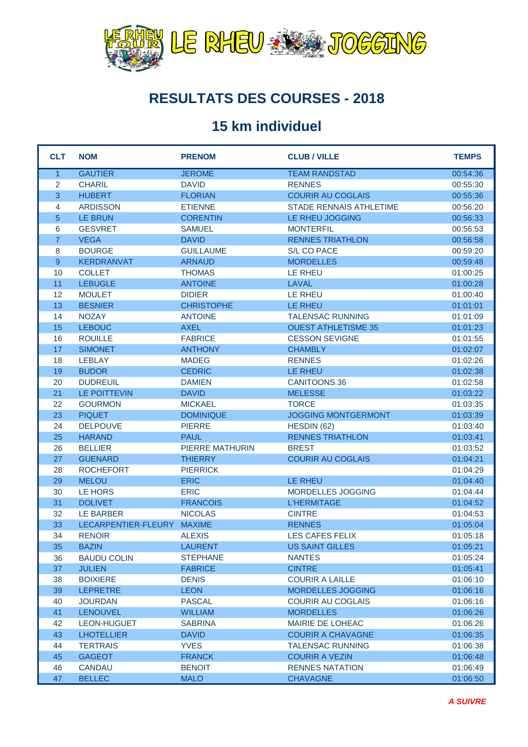LE RHEU TOUR LE RHEU JOGGING

## RESULTATS DES COURSES - 2018

## 15 km individuel

| CLT | NOM | PRENOM | CLUB / VILLE | TEMPS |
|---|---|---|---|---|
| 1 | GAUTIER | JEROME | TEAM RANDSTAD | 00:54:36 |
| 2 | CHARIL | DAVID | RENNES | 00:55:30 |
| 3 | HUBERT | FLORIAN | COURIR AU COGLAIS | 00:55:36 |
| 4 | ARDISSON | ETIENNE | STADE RENNAIS ATHLETIME | 00:56:20 |
| 5 | LE BRUN | CORENTIN | LE RHEU JOGGING | 00:56:33 |
| 6 | GESVRET | SAMUEL | MONTERFIL | 00:56:53 |
| 7 | VEGA | DAVID | RENNES TRIATHLON | 00:56:58 |
| 8 | BOURGE | GUILLAUME | S/L CO PACE | 00:59:20 |
| 9 | KERDRANVAT | ARNAUD | MORDELLES | 00:59:48 |
| 10 | COLLET | THOMAS | LE RHEU | 01:00:25 |
| 11 | LEBUGLE | ANTOINE | LAVAL | 01:00:28 |
| 12 | MOULET | DIDIER | LE RHEU | 01:00:40 |
| 13 | BESNIER | CHRISTOPHE | LE RHEU | 01:01:01 |
| 14 | NOZAY | ANTOINE | TALENSAC RUNNING | 01:01:09 |
| 15 | LEBOUC | AXEL | OUEST ATHLETISME 35 | 01:01:23 |
| 16 | ROUILLE | FABRICE | CESSON SEVIGNE | 01:01:55 |
| 17 | SIMONET | ANTHONY | CHAMBLY | 01:02:07 |
| 18 | LEBLAY | MADEG | RENNES | 01:02:26 |
| 19 | BUDOR | CEDRIC | LE RHEU | 01:02:38 |
| 20 | DUDREUIL | DAMIEN | CANITOONS 36 | 01:02:58 |
| 21 | LE POITTEVIN | DAVID | MELESSE | 01:03:22 |
| 22 | GOURMON | MICKAEL | TORCE | 01:03:35 |
| 23 | PIQUET | DOMINIQUE | JOGGING MONTGERMONT | 01:03:39 |
| 24 | DELPOUVE | PIERRE | HESDIN (62) | 01:03:40 |
| 25 | HARAND | PAUL | RENNES TRIATHLON | 01:03:41 |
| 26 | BELLIER | PIERRE MATHURIN | BREST | 01:03:52 |
| 27 | GUENARD | THIERRY | COURIR AU COGLAIS | 01:04:21 |
| 28 | ROCHEFORT | PIERRICK | | 01:04:29 |
| 29 | MELOU | ERIC | LE RHEU | 01:04:40 |
| 30 | LE HORS | ERIC | MORDELLES JOGGING | 01:04:44 |
| 31 | DOLIVET | FRANCOIS | L'HERMITAGE | 01:04:52 |
| 32 | LE BARBER | NICOLAS | CINTRE | 01:04:53 |
| 33 | LECARPENTIER-FLEURY | MAXIME | RENNES | 01:05:04 |
| 34 | RENOIR | ALEXIS | LES CAFES FELIX | 01:05:18 |
| 35 | BAZIN | LAURENT | US SAINT GILLES | 01:05:21 |
| 36 | BAUDU COLIN | STEPHANE | NANTES | 01:05:24 |
| 37 | JULIEN | FABRICE | CINTRE | 01:05:41 |
| 38 | BOIXIERE | DENIS | COURIR A LAILLE | 01:06:10 |
| 39 | LEPRETRE | LEON | MORDELLES JOGGING | 01:06:16 |
| 40 | JOURDAN | PASCAL | COURIR AU COGLAIS | 01:06:16 |
| 41 | LENOUVEL | WILLIAM | MORDELLES | 01:06:26 |
| 42 | LEON-HUGUET | SABRINA | MAIRIE DE LOHEAC | 01:06:26 |
| 43 | LHOTELLIER | DAVID | COURIR A CHAVAGNE | 01:06:35 |
| 44 | TERTRAIS | YVES | TALENSAC RUNNING | 01:06:38 |
| 45 | GAGEOT | FRANCK | COURIR A VEZIN | 01:06:48 |
| 46 | CANDAU | BENOIT | RENNES NATATION | 01:06:49 |
| 47 | BELLEC | MALO | CHAVAGNE | 01:06:50 |

*A SUIVRE*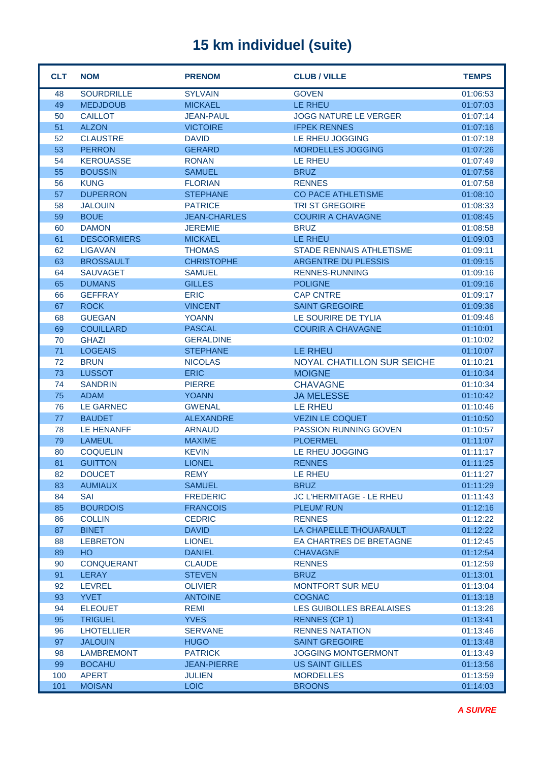# 15 km individuel (suite)

| CLT | NOM | PRENOM | CLUB / VILLE | TEMPS |
|---|---|---|---|---|
| 48 | SOURDRILLE | SYLVAIN | GOVEN | 01:06:53 |
| 49 | MEDJDOUB | MICKAEL | LE RHEU | 01:07:03 |
| 50 | CAILLOT | JEAN-PAUL | JOGG NATURE LE VERGER | 01:07:14 |
| 51 | ALZON | VICTOIRE | IFPEK RENNES | 01:07:16 |
| 52 | CLAUSTRE | DAVID | LE RHEU JOGGING | 01:07:18 |
| 53 | PERRON | GERARD | MORDELLES JOGGING | 01:07:26 |
| 54 | KEROUASSE | RONAN | LE RHEU | 01:07:49 |
| 55 | BOUSSIN | SAMUEL | BRUZ | 01:07:56 |
| 56 | KUNG | FLORIAN | RENNES | 01:07:58 |
| 57 | DUPERRON | STEPHANE | CO PACE ATHLETISME | 01:08:10 |
| 58 | JALOUIN | PATRICE | TRI ST GREGOIRE | 01:08:33 |
| 59 | BOUE | JEAN-CHARLES | COURIR A CHAVAGNE | 01:08:45 |
| 60 | DAMON | JEREMIE | BRUZ | 01:08:58 |
| 61 | DESCORMIERS | MICKAEL | LE RHEU | 01:09:03 |
| 62 | LIGAVAN | THOMAS | STADE RENNAIS ATHLETISME | 01:09:11 |
| 63 | BROSSAULT | CHRISTOPHE | ARGENTRE DU PLESSIS | 01:09:15 |
| 64 | SAUVAGET | SAMUEL | RENNES-RUNNING | 01:09:16 |
| 65 | DUMANS | GILLES | POLIGNE | 01:09:16 |
| 66 | GEFFRAY | ERIC | CAP CNTRE | 01:09:17 |
| 67 | ROCK | VINCENT | SAINT GREGOIRE | 01:09:36 |
| 68 | GUEGAN | YOANN | LE SOURIRE DE TYLIA | 01:09:46 |
| 69 | COUILLARD | PASCAL | COURIR A CHAVAGNE | 01:10:01 |
| 70 | GHAZI | GERALDINE | | 01:10:02 |
| 71 | LOGEAIS | STEPHANE | LE RHEU | 01:10:07 |
| 72 | BRUN | NICOLAS | NOYAL CHATILLON SUR SEICHE | 01:10:21 |
| 73 | LUSSOT | ERIC | MOIGNE | 01:10:34 |
| 74 | SANDRIN | PIERRE | CHAVAGNE | 01:10:34 |
| 75 | ADAM | YOANN | JA MELESSE | 01:10:42 |
| 76 | LE GARNEC | GWENAL | LE RHEU | 01:10:46 |
| 77 | BAUDET | ALEXANDRE | VEZIN LE COQUET | 01:10:50 |
| 78 | LE HENANFF | ARNAUD | PASSION RUNNING GOVEN | 01:10:57 |
| 79 | LAMEUL | MAXIME | PLOERMEL | 01:11:07 |
| 80 | COQUELIN | KEVIN | LE RHEU JOGGING | 01:11:17 |
| 81 | GUITTON | LIONEL | RENNES | 01:11:25 |
| 82 | DOUCET | REMY | LE RHEU | 01:11:27 |
| 83 | AUMIAUX | SAMUEL | BRUZ | 01:11:29 |
| 84 | SAI | FREDERIC | JC L'HERMITAGE - LE RHEU | 01:11:43 |
| 85 | BOURDOIS | FRANCOIS | PLEUM' RUN | 01:12:16 |
| 86 | COLLIN | CEDRIC | RENNES | 01:12:22 |
| 87 | BINET | DAVID | LA CHAPELLE THOUARAULT | 01:12:22 |
| 88 | LEBRETON | LIONEL | EA CHARTRES DE BRETAGNE | 01:12:45 |
| 89 | HO | DANIEL | CHAVAGNE | 01:12:54 |
| 90 | CONQUERANT | CLAUDE | RENNES | 01:12:59 |
| 91 | LERAY | STEVEN | BRUZ | 01:13:01 |
| 92 | LEVREL | OLIVIER | MONTFORT SUR MEU | 01:13:04 |
| 93 | YVET | ANTOINE | COGNAC | 01:13:18 |
| 94 | ELEOUET | REMI | LES GUIBOLLES BREALAISES | 01:13:26 |
| 95 | TRIGUEL | YVES | RENNES (CP 1) | 01:13:41 |
| 96 | LHOTELLIER | SERVANE | RENNES NATATION | 01:13:46 |
| 97 | JALOUIN | HUGO | SAINT GREGOIRE | 01:13:48 |
| 98 | LAMBREMONT | PATRICK | JOGGING MONTGERMONT | 01:13:49 |
| 99 | BOCAHU | JEAN-PIERRE | US SAINT GILLES | 01:13:56 |
| 100 | APERT | JULIEN | MORDELLES | 01:13:59 |
| 101 | MOISAN | LOIC | BROONS | 01:14:03 |

***A SUIVRE***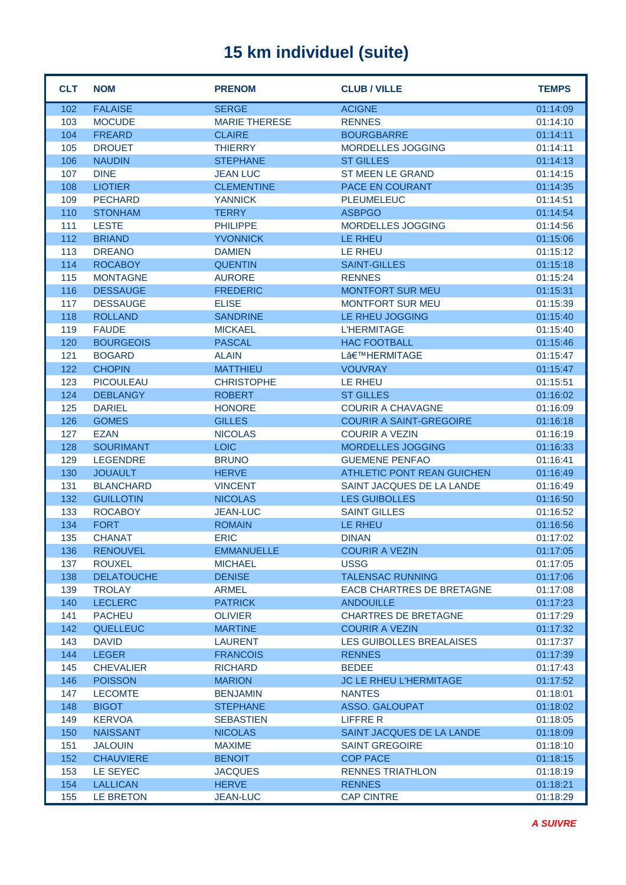# 15 km individuel (suite)

| CLT | NOM | PRENOM | CLUB / VILLE | TEMPS |
|---|---|---|---|---|
| 102 | FALAISE | SERGE | ACIGNE | 01:14:09 |
| 103 | MOCUDE | MARIE THERESE | RENNES | 01:14:10 |
| 104 | FREARD | CLAIRE | BOURGBARRE | 01:14:11 |
| 105 | DROUET | THIERRY | MORDELLES JOGGING | 01:14:11 |
| 106 | NAUDIN | STEPHANE | ST GILLES | 01:14:13 |
| 107 | DINE | JEAN LUC | ST MEEN LE GRAND | 01:14:15 |
| 108 | LIOTIER | CLEMENTINE | PACE EN COURANT | 01:14:35 |
| 109 | PECHARD | YANNICK | PLEUMELEUC | 01:14:51 |
| 110 | STONHAM | TERRY | ASBPGO | 01:14:54 |
| 111 | LESTE | PHILIPPE | MORDELLES JOGGING | 01:14:56 |
| 112 | BRIAND | YVONNICK | LE RHEU | 01:15:06 |
| 113 | DREANO | DAMIEN | LE RHEU | 01:15:12 |
| 114 | ROCABOY | QUENTIN | SAINT-GILLES | 01:15:18 |
| 115 | MONTAGNE | AURORE | RENNES | 01:15:24 |
| 116 | DESSAUGE | FREDERIC | MONTFORT SUR MEU | 01:15:31 |
| 117 | DESSAUGE | ELISE | MONTFORT SUR MEU | 01:15:39 |
| 118 | ROLLAND | SANDRINE | LE RHEU JOGGING | 01:15:40 |
| 119 | FAUDE | MICKAEL | L'HERMITAGE | 01:15:40 |
| 120 | BOURGEOIS | PASCAL | HAC FOOTBALL | 01:15:46 |
| 121 | BOGARD | ALAIN | Lâ€™HERMITAGE | 01:15:47 |
| 122 | CHOPIN | MATTHIEU | VOUVRAY | 01:15:47 |
| 123 | PICOULEAU | CHRISTOPHE | LE RHEU | 01:15:51 |
| 124 | DEBLANGY | ROBERT | ST GILLES | 01:16:02 |
| 125 | DARIEL | HONORE | COURIR A CHAVAGNE | 01:16:09 |
| 126 | GOMES | GILLES | COURIR A SAINT-GREGOIRE | 01:16:18 |
| 127 | EZAN | NICOLAS | COURIR A VEZIN | 01:16:19 |
| 128 | SOURIMANT | LOIC | MORDELLES JOGGING | 01:16:33 |
| 129 | LEGENDRE | BRUNO | GUEMENE PENFAO | 01:16:41 |
| 130 | JOUAULT | HERVE | ATHLETIC PONT REAN GUICHEN | 01:16:49 |
| 131 | BLANCHARD | VINCENT | SAINT JACQUES DE LA LANDE | 01:16:49 |
| 132 | GUILLOTIN | NICOLAS | LES GUIBOLLES | 01:16:50 |
| 133 | ROCABOY | JEAN-LUC | SAINT GILLES | 01:16:52 |
| 134 | FORT | ROMAIN | LE RHEU | 01:16:56 |
| 135 | CHANAT | ERIC | DINAN | 01:17:02 |
| 136 | RENOUVEL | EMMANUELLE | COURIR A VEZIN | 01:17:05 |
| 137 | ROUXEL | MICHAEL | USSG | 01:17:05 |
| 138 | DELATOUCHE | DENISE | TALENSAC RUNNING | 01:17:06 |
| 139 | TROLAY | ARMEL | EACB CHARTRES DE BRETAGNE | 01:17:08 |
| 140 | LECLERC | PATRICK | ANDOUILLE | 01:17:23 |
| 141 | PACHEU | OLIVIER | CHARTRES DE BRETAGNE | 01:17:29 |
| 142 | QUELLEUC | MARTINE | COURIR A VEZIN | 01:17:32 |
| 143 | DAVID | LAURENT | LES GUIBOLLES BREALAISES | 01:17:37 |
| 144 | LEGER | FRANCOIS | RENNES | 01:17:39 |
| 145 | CHEVALIER | RICHARD | BEDEE | 01:17:43 |
| 146 | POISSON | MARION | JC LE RHEU L'HERMITAGE | 01:17:52 |
| 147 | LECOMTE | BENJAMIN | NANTES | 01:18:01 |
| 148 | BIGOT | STEPHANE | ASSO. GALOUPAT | 01:18:02 |
| 149 | KERVOA | SEBASTIEN | LIFFRE R | 01:18:05 |
| 150 | NAISSANT | NICOLAS | SAINT JACQUES DE LA LANDE | 01:18:09 |
| 151 | JALOUIN | MAXIME | SAINT GREGOIRE | 01:18:10 |
| 152 | CHAUVIERE | BENOIT | COP PACE | 01:18:15 |
| 153 | LE SEYEC | JACQUES | RENNES TRIATHLON | 01:18:19 |
| 154 | LALLICAN | HERVE | RENNES | 01:18:21 |
| 155 | LE BRETON | JEAN-LUC | CAP CINTRE | 01:18:29 |

***A SUIVRE***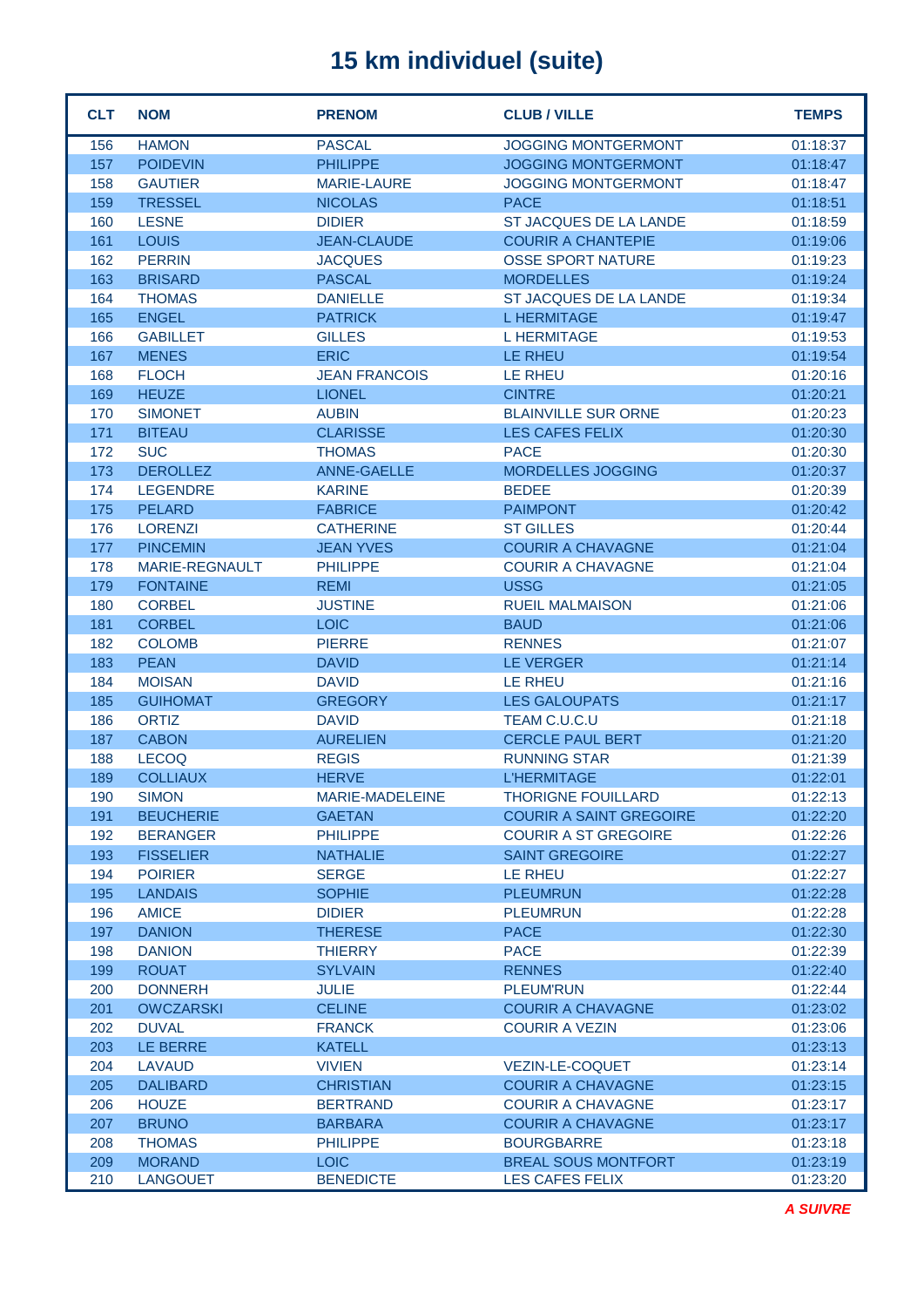# 15 km individuel (suite)

| CLT | NOM | PRENOM | CLUB / VILLE | TEMPS |
|---|---|---|---|---|
| 156 | HAMON | PASCAL | JOGGING MONTGERMONT | 01:18:37 |
| 157 | POIDEVIN | PHILIPPE | JOGGING MONTGERMONT | 01:18:47 |
| 158 | GAUTIER | MARIE-LAURE | JOGGING MONTGERMONT | 01:18:47 |
| 159 | TRESSEL | NICOLAS | PACE | 01:18:51 |
| 160 | LESNE | DIDIER | ST JACQUES DE LA LANDE | 01:18:59 |
| 161 | LOUIS | JEAN-CLAUDE | COURIR A CHANTEPIE | 01:19:06 |
| 162 | PERRIN | JACQUES | OSSE SPORT NATURE | 01:19:23 |
| 163 | BRISARD | PASCAL | MORDELLES | 01:19:24 |
| 164 | THOMAS | DANIELLE | ST JACQUES DE LA LANDE | 01:19:34 |
| 165 | ENGEL | PATRICK | L HERMITAGE | 01:19:47 |
| 166 | GABILLET | GILLES | L HERMITAGE | 01:19:53 |
| 167 | MENES | ERIC | LE RHEU | 01:19:54 |
| 168 | FLOCH | JEAN FRANCOIS | LE RHEU | 01:20:16 |
| 169 | HEUZE | LIONEL | CINTRE | 01:20:21 |
| 170 | SIMONET | AUBIN | BLAINVILLE SUR ORNE | 01:20:23 |
| 171 | BITEAU | CLARISSE | LES CAFES FELIX | 01:20:30 |
| 172 | SUC | THOMAS | PACE | 01:20:30 |
| 173 | DEROLLEZ | ANNE-GAELLE | MORDELLES JOGGING | 01:20:37 |
| 174 | LEGENDRE | KARINE | BEDEE | 01:20:39 |
| 175 | PELARD | FABRICE | PAIMPONT | 01:20:42 |
| 176 | LORENZI | CATHERINE | ST GILLES | 01:20:44 |
| 177 | PINCEMIN | JEAN YVES | COURIR A CHAVAGNE | 01:21:04 |
| 178 | MARIE-REGNAULT | PHILIPPE | COURIR A CHAVAGNE | 01:21:04 |
| 179 | FONTAINE | REMI | USSG | 01:21:05 |
| 180 | CORBEL | JUSTINE | RUEIL MALMAISON | 01:21:06 |
| 181 | CORBEL | LOIC | BAUD | 01:21:06 |
| 182 | COLOMB | PIERRE | RENNES | 01:21:07 |
| 183 | PEAN | DAVID | LE VERGER | 01:21:14 |
| 184 | MOISAN | DAVID | LE RHEU | 01:21:16 |
| 185 | GUIHOMAT | GREGORY | LES GALOUPATS | 01:21:17 |
| 186 | ORTIZ | DAVID | TEAM C.U.C.U | 01:21:18 |
| 187 | CABON | AURELIEN | CERCLE PAUL BERT | 01:21:20 |
| 188 | LECOQ | REGIS | RUNNING STAR | 01:21:39 |
| 189 | COLLIAUX | HERVE | L'HERMITAGE | 01:22:01 |
| 190 | SIMON | MARIE-MADELEINE | THORIGNE FOUILLARD | 01:22:13 |
| 191 | BEUCHERIE | GAETAN | COURIR A SAINT GREGOIRE | 01:22:20 |
| 192 | BERANGER | PHILIPPE | COURIR A ST GREGOIRE | 01:22:26 |
| 193 | FISSELIER | NATHALIE | SAINT GREGOIRE | 01:22:27 |
| 194 | POIRIER | SERGE | LE RHEU | 01:22:27 |
| 195 | LANDAIS | SOPHIE | PLEUMRUN | 01:22:28 |
| 196 | AMICE | DIDIER | PLEUMRUN | 01:22:28 |
| 197 | DANION | THERESE | PACE | 01:22:30 |
| 198 | DANION | THIERRY | PACE | 01:22:39 |
| 199 | ROUAT | SYLVAIN | RENNES | 01:22:40 |
| 200 | DONNERH | JULIE | PLEUM'RUN | 01:22:44 |
| 201 | OWCZARSKI | CELINE | COURIR A CHAVAGNE | 01:23:02 |
| 202 | DUVAL | FRANCK | COURIR A VEZIN | 01:23:06 |
| 203 | LE BERRE | KATELL | | 01:23:13 |
| 204 | LAVAUD | VIVIEN | VEZIN-LE-COQUET | 01:23:14 |
| 205 | DALIBARD | CHRISTIAN | COURIR A CHAVAGNE | 01:23:15 |
| 206 | HOUZE | BERTRAND | COURIR A CHAVAGNE | 01:23:17 |
| 207 | BRUNO | BARBARA | COURIR A CHAVAGNE | 01:23:17 |
| 208 | THOMAS | PHILIPPE | BOURGBARRE | 01:23:18 |
| 209 | MORAND | LOIC | BREAL SOUS MONTFORT | 01:23:19 |
| 210 | LANGOUET | BENEDICTE | LES CAFES FELIX | 01:23:20 |

***A SUIVRE***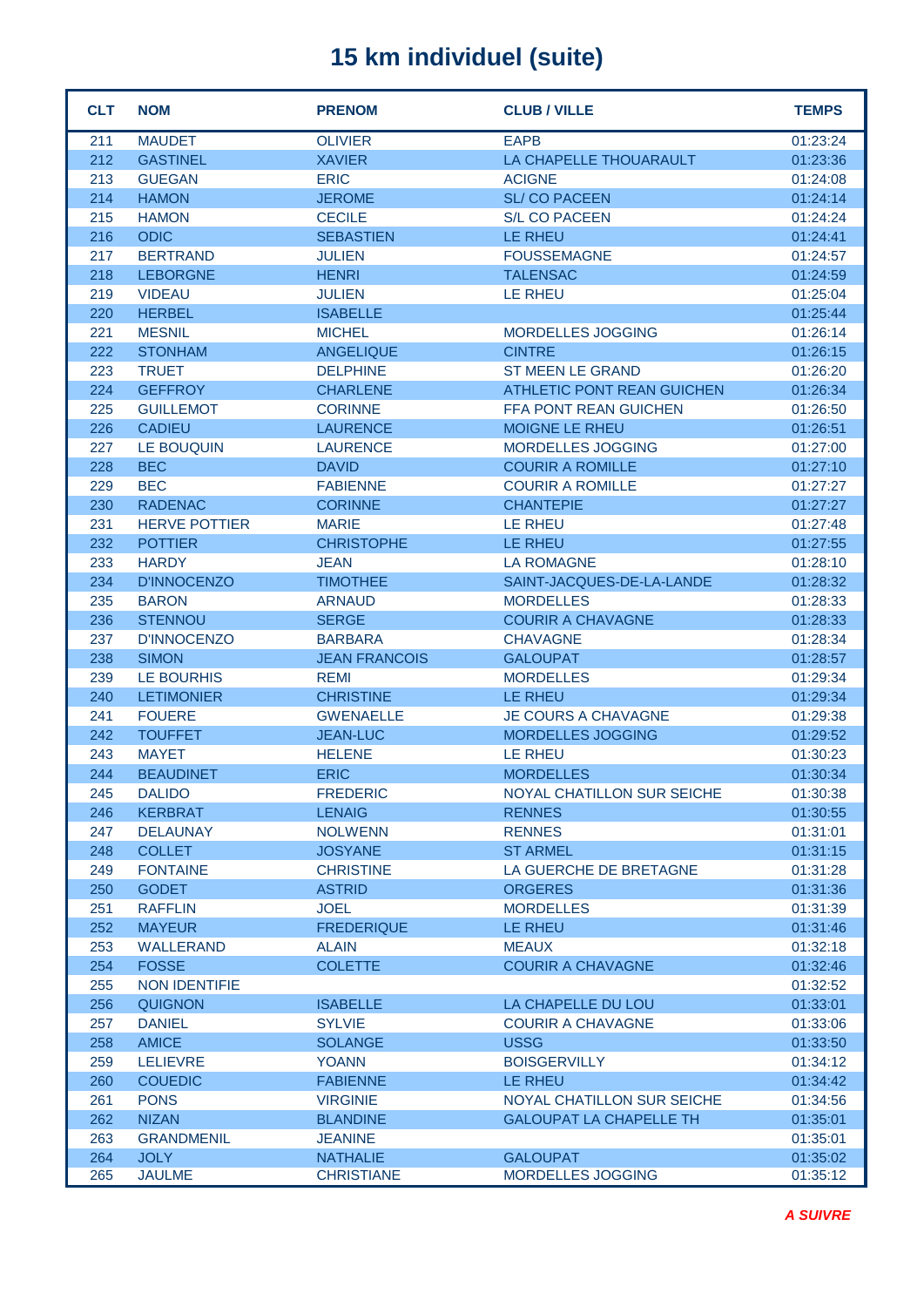# 15 km individuel (suite)

| CLT | NOM | PRENOM | CLUB / VILLE | TEMPS |
|---|---|---|---|---|
| 211 | MAUDET | OLIVIER | EAPB | 01:23:24 |
| 212 | GASTINEL | XAVIER | LA CHAPELLE THOUARAULT | 01:23:36 |
| 213 | GUEGAN | ERIC | ACIGNE | 01:24:08 |
| 214 | HAMON | JEROME | SL/ CO PACEEN | 01:24:14 |
| 215 | HAMON | CECILE | S/L CO PACEEN | 01:24:24 |
| 216 | ODIC | SEBASTIEN | LE RHEU | 01:24:41 |
| 217 | BERTRAND | JULIEN | FOUSSEMAGNE | 01:24:57 |
| 218 | LEBORGNE | HENRI | TALENSAC | 01:24:59 |
| 219 | VIDEAU | JULIEN | LE RHEU | 01:25:04 |
| 220 | HERBEL | ISABELLE | | 01:25:44 |
| 221 | MESNIL | MICHEL | MORDELLES JOGGING | 01:26:14 |
| 222 | STONHAM | ANGELIQUE | CINTRE | 01:26:15 |
| 223 | TRUET | DELPHINE | ST MEEN LE GRAND | 01:26:20 |
| 224 | GEFFROY | CHARLENE | ATHLETIC PONT REAN GUICHEN | 01:26:34 |
| 225 | GUILLEMOT | CORINNE | FFA PONT REAN GUICHEN | 01:26:50 |
| 226 | CADIEU | LAURENCE | MOIGNE LE RHEU | 01:26:51 |
| 227 | LE BOUQUIN | LAURENCE | MORDELLES JOGGING | 01:27:00 |
| 228 | BEC | DAVID | COURIR A ROMILLE | 01:27:10 |
| 229 | BEC | FABIENNE | COURIR A ROMILLE | 01:27:27 |
| 230 | RADENAC | CORINNE | CHANTEPIE | 01:27:27 |
| 231 | HERVE POTTIER | MARIE | LE RHEU | 01:27:48 |
| 232 | POTTIER | CHRISTOPHE | LE RHEU | 01:27:55 |
| 233 | HARDY | JEAN | LA ROMAGNE | 01:28:10 |
| 234 | D'INNOCENZO | TIMOTHEE | SAINT-JACQUES-DE-LA-LANDE | 01:28:32 |
| 235 | BARON | ARNAUD | MORDELLES | 01:28:33 |
| 236 | STENNOU | SERGE | COURIR A CHAVAGNE | 01:28:33 |
| 237 | D'INNOCENZO | BARBARA | CHAVAGNE | 01:28:34 |
| 238 | SIMON | JEAN FRANCOIS | GALOUPAT | 01:28:57 |
| 239 | LE BOURHIS | REMI | MORDELLES | 01:29:34 |
| 240 | LETIMONIER | CHRISTINE | LE RHEU | 01:29:34 |
| 241 | FOUERE | GWENAELLE | JE COURS A CHAVAGNE | 01:29:38 |
| 242 | TOUFFET | JEAN-LUC | MORDELLES JOGGING | 01:29:52 |
| 243 | MAYET | HELENE | LE RHEU | 01:30:23 |
| 244 | BEAUDINET | ERIC | MORDELLES | 01:30:34 |
| 245 | DALIDO | FREDERIC | NOYAL CHATILLON SUR SEICHE | 01:30:38 |
| 246 | KERBRAT | LENAIG | RENNES | 01:30:55 |
| 247 | DELAUNAY | NOLWENN | RENNES | 01:31:01 |
| 248 | COLLET | JOSYANE | ST ARMEL | 01:31:15 |
| 249 | FONTAINE | CHRISTINE | LA GUERCHE DE BRETAGNE | 01:31:28 |
| 250 | GODET | ASTRID | ORGERES | 01:31:36 |
| 251 | RAFFLIN | JOEL | MORDELLES | 01:31:39 |
| 252 | MAYEUR | FREDERIQUE | LE RHEU | 01:31:46 |
| 253 | WALLERAND | ALAIN | MEAUX | 01:32:18 |
| 254 | FOSSE | COLETTE | COURIR A CHAVAGNE | 01:32:46 |
| 255 | NON IDENTIFIE | | | 01:32:52 |
| 256 | QUIGNON | ISABELLE | LA CHAPELLE DU LOU | 01:33:01 |
| 257 | DANIEL | SYLVIE | COURIR A CHAVAGNE | 01:33:06 |
| 258 | AMICE | SOLANGE | USSG | 01:33:50 |
| 259 | LELIEVRE | YOANN | BOISGERVILLY | 01:34:12 |
| 260 | COUEDIC | FABIENNE | LE RHEU | 01:34:42 |
| 261 | PONS | VIRGINIE | NOYAL CHATILLON SUR SEICHE | 01:34:56 |
| 262 | NIZAN | BLANDINE | GALOUPAT LA CHAPELLE TH | 01:35:01 |
| 263 | GRANDMENIL | JEANINE | | 01:35:01 |
| 264 | JOLY | NATHALIE | GALOUPAT | 01:35:02 |
| 265 | JAULME | CHRISTIANE | MORDELLES JOGGING | 01:35:12 |

*A SUIVRE*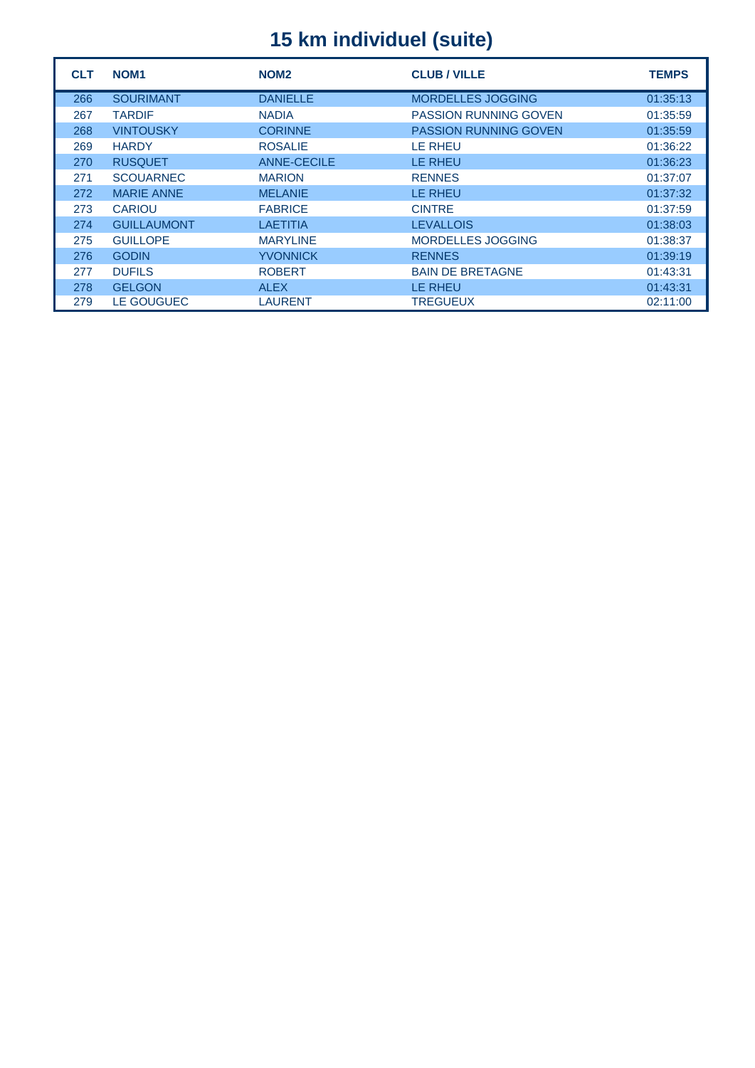# 15 km individuel (suite)

| CLT | NOM1 | NOM2 | CLUB / VILLE | TEMPS |
|---|---|---|---|---|
| 266 | SOURIMANT | DANIELLE | MORDELLES JOGGING | 01:35:13 |
| 267 | TARDIF | NADIA | PASSION RUNNING GOVEN | 01:35:59 |
| 268 | VINTOUSKY | CORINNE | PASSION RUNNING GOVEN | 01:35:59 |
| 269 | HARDY | ROSALIE | LE RHEU | 01:36:22 |
| 270 | RUSQUET | ANNE-CECILE | LE RHEU | 01:36:23 |
| 271 | SCOUARNEC | MARION | RENNES | 01:37:07 |
| 272 | MARIE ANNE | MELANIE | LE RHEU | 01:37:32 |
| 273 | CARIOU | FABRICE | CINTRE | 01:37:59 |
| 274 | GUILLAUMONT | LAETITIA | LEVALLOIS | 01:38:03 |
| 275 | GUILLOPE | MARYLINE | MORDELLES JOGGING | 01:38:37 |
| 276 | GODIN | YVONNICK | RENNES | 01:39:19 |
| 277 | DUFILS | ROBERT | BAIN DE BRETAGNE | 01:43:31 |
| 278 | GELGON | ALEX | LE RHEU | 01:43:31 |
| 279 | LE GOUGUEC | LAURENT | TREGUEUX | 02:11:00 |